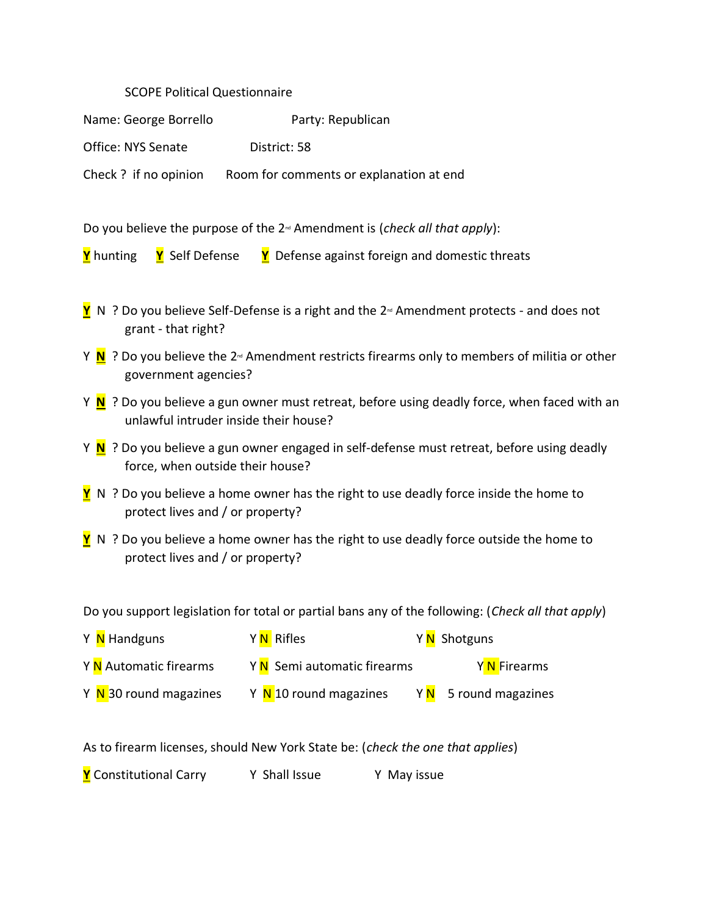SCOPE Political Questionnaire

Name: George Borrello Party: Republican

Office: NYS Senate District: 58

Check ? if no opinion Room for comments or explanation at end

Do you believe the purpose of the 2nd Amendment is (*check all that apply*):

**Y** hunting **Y** Self Defense **Y** Defense against foreign and domestic threats

**Y** N ? Do you believe Self-Defense is a right and the 2nd Amendment protects - and does not grant - that right?

Y **N** ? Do you believe the 2nd Amendment restricts firearms only to members of militia or other government agencies?

Y **N** ? Do you believe a gun owner must retreat, before using deadly force, when faced with an unlawful intruder inside their house?

Y **N** ? Do you believe a gun owner engaged in self-defense must retreat, before using deadly force, when outside their house?

**Y** N ? Do you believe a home owner has the right to use deadly force inside the home to protect lives and / or property?

**Y** N ? Do you believe a home owner has the right to use deadly force outside the home to protect lives and / or property?

Do you support legislation for total or partial bans any of the following: (*Check all that apply*)

Y **N** Handguns Y **N** Rifles Y **N** Shotguns

Y **N** Automatic firearms Y **N** Semi automatic firearms Y **N** Firearms

Y **N** 30 round magazines Y **N** 10 round magazines Y **N** 5 round magazines

As to firearm licenses, should New York State be: (*check the one that applies*)

**Y** Constitutional Carry Y Shall Issue Y May issue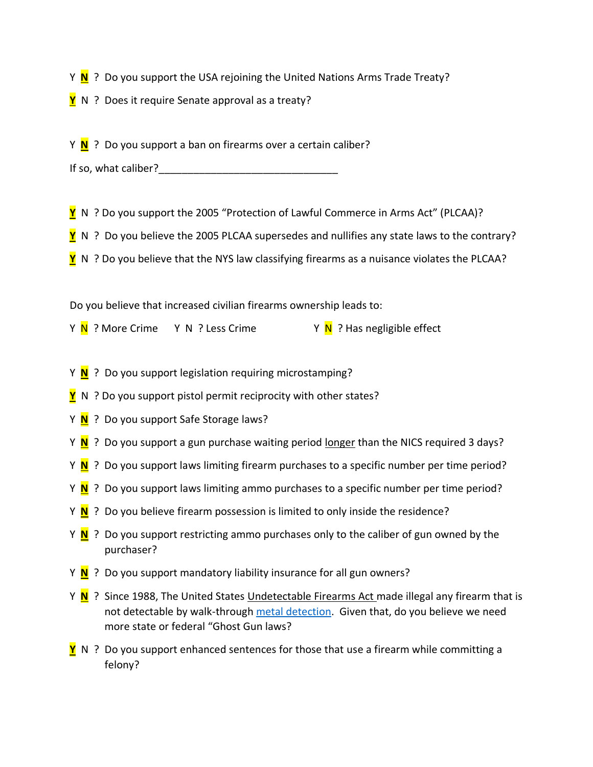Y **N** ? Do you support the USA rejoining the United Nations Arms Trade Treaty?

**Y** N ? Does it require Senate approval as a treaty?

Y **N** ? Do you support a ban on firearms over a certain caliber?

If so, what caliber?_______________________________

**Y** N ? Do you support the 2005 "Protection of Lawful Commerce in Arms Act" (PLCAA)?

**Y** N ? Do you believe the 2005 PLCAA supersedes and nullifies any state laws to the contrary?

**Y** N ? Do you believe that the NYS law classifying firearms as a nuisance violates the PLCAA?

Do you believe that increased civilian firearms ownership leads to:

Y **N** ? More Crime     Y N ? Less Crime     Y **N** ? Has negligible effect

Y **N** ? Do you support legislation requiring microstamping?

**Y** N ? Do you support pistol permit reciprocity with other states?

Y **N** ? Do you support Safe Storage laws?

Y **N** ? Do you support a gun purchase waiting period longer than the NICS required 3 days?

Y **N** ? Do you support laws limiting firearm purchases to a specific number per time period?

Y **N** ? Do you support laws limiting ammo purchases to a specific number per time period?

Y **N** ? Do you believe firearm possession is limited to only inside the residence?

Y **N** ? Do you support restricting ammo purchases only to the caliber of gun owned by the purchaser?

Y **N** ? Do you support mandatory liability insurance for all gun owners?

Y **N** ? Since 1988, The United States Undetectable Firearms Act made illegal any firearm that is not detectable by walk-through metal detection. Given that, do you believe we need more state or federal "Ghost Gun laws?

**Y** N ? Do you support enhanced sentences for those that use a firearm while committing a felony?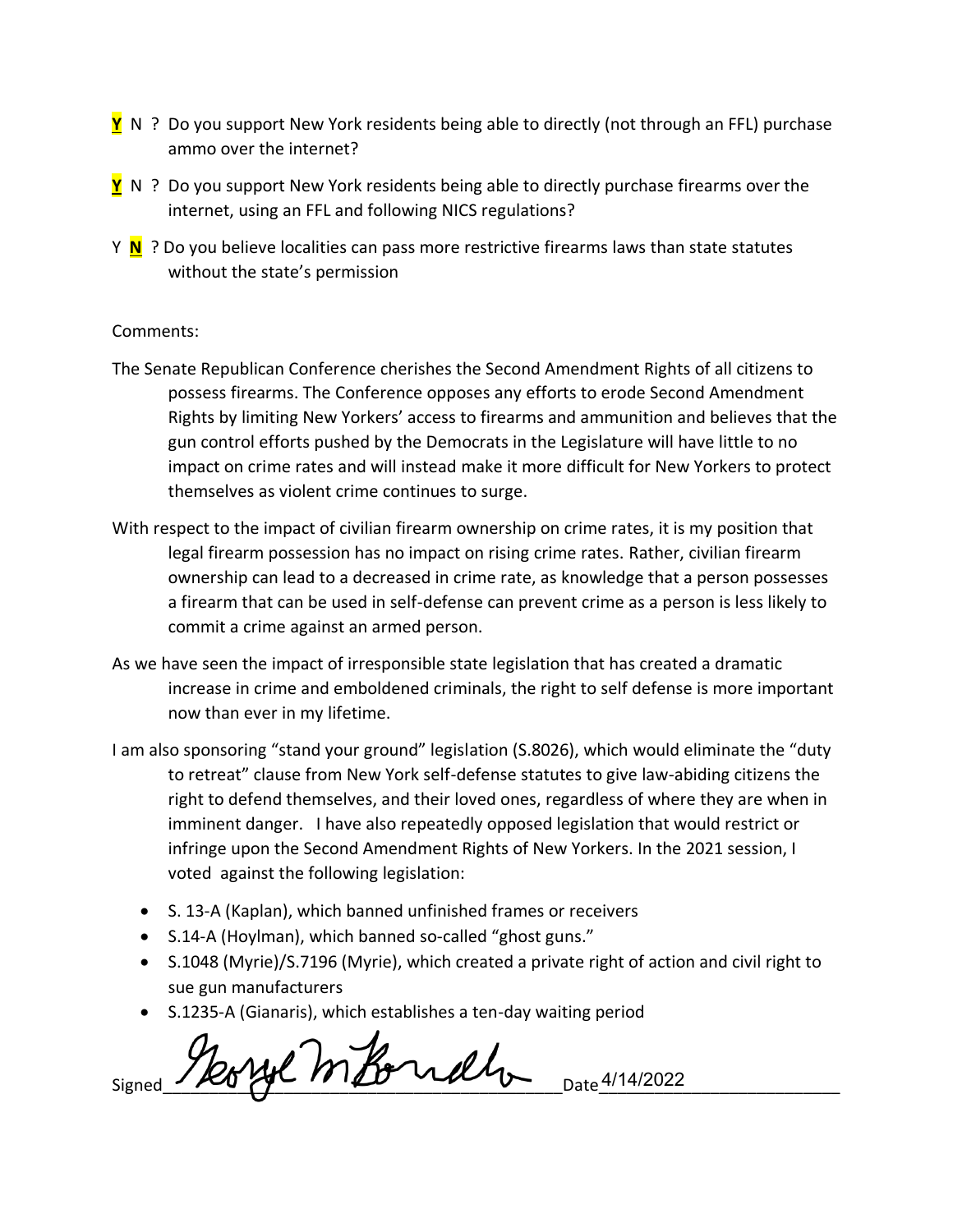**Y** N ? Do you support New York residents being able to directly (not through an FFL) purchase ammo over the internet?

**Y** N ? Do you support New York residents being able to directly purchase firearms over the internet, using an FFL and following NICS regulations?

Y **N** ? Do you believe localities can pass more restrictive firearms laws than state statutes without the state's permission

Comments:

The Senate Republican Conference cherishes the Second Amendment Rights of all citizens to possess firearms. The Conference opposes any efforts to erode Second Amendment Rights by limiting New Yorkers' access to firearms and ammunition and believes that the gun control efforts pushed by the Democrats in the Legislature will have little to no impact on crime rates and will instead make it more difficult for New Yorkers to protect themselves as violent crime continues to surge.

With respect to the impact of civilian firearm ownership on crime rates, it is my position that legal firearm possession has no impact on rising crime rates. Rather, civilian firearm ownership can lead to a decreased in crime rate, as knowledge that a person possesses a firearm that can be used in self-defense can prevent crime as a person is less likely to commit a crime against an armed person.

As we have seen the impact of irresponsible state legislation that has created a dramatic increase in crime and emboldened criminals, the right to self defense is more important now than ever in my lifetime.

I am also sponsoring "stand your ground" legislation (S.8026), which would eliminate the "duty to retreat" clause from New York self-defense statutes to give law-abiding citizens the right to defend themselves, and their loved ones, regardless of where they are when in imminent danger. I have also repeatedly opposed legislation that would restrict or infringe upon the Second Amendment Rights of New Yorkers. In the 2021 session, I voted against the following legislation:

- S. 13-A (Kaplan), which banned unfinished frames or receivers
- S.14-A (Hoylman), which banned so-called "ghost guns."
- S.1048 (Myrie)/S.7196 (Myrie), which created a private right of action and civil right to sue gun manufacturers
- S.1235-A (Gianaris), which establishes a ten-day waiting period

Signed George M Borrello Date 4/14/2022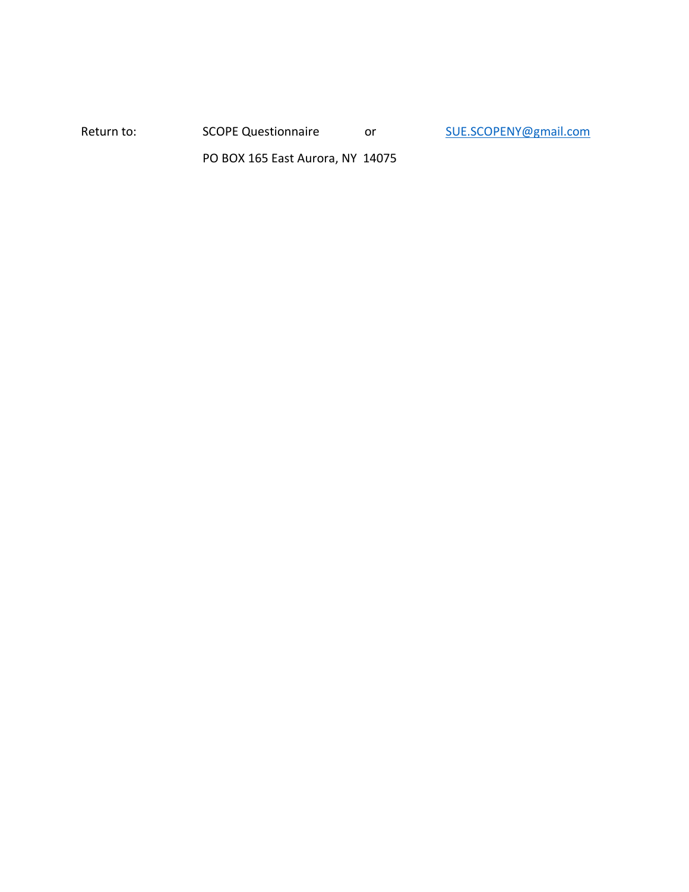Return to: SCOPE Questionnaire or SUE.SCOPENY@gmail.com

PO BOX 165 East Aurora, NY 14075